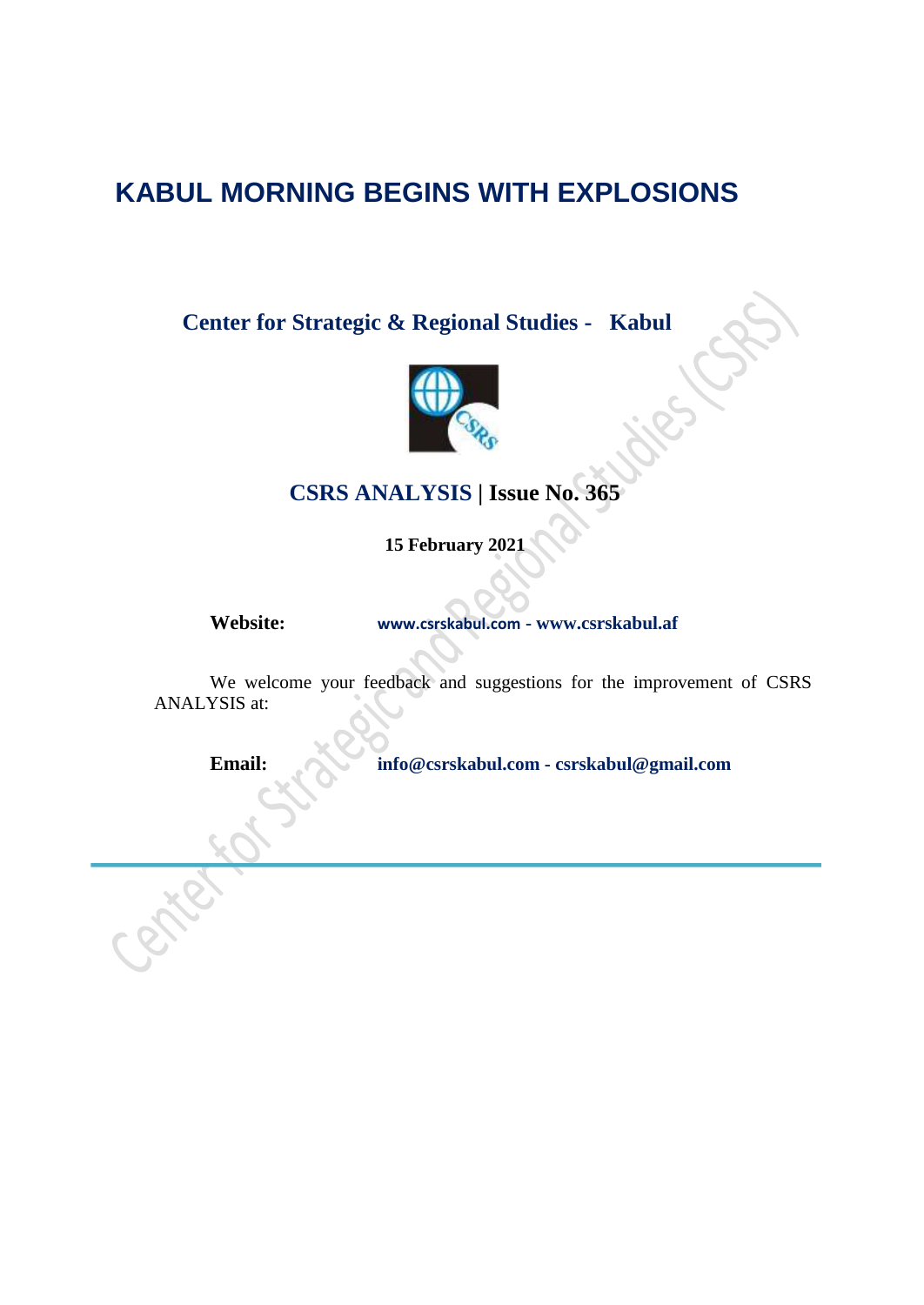# KABUL MORNING BEGINS WITH EXPLOSIONS

**Center for Strategic & Regional Studies - Kabul**

**CSRS ANALYSIS | Issue No. 365**

**15 February 2021**

**Website:** www.csrskabul.com - www.csrskabul.af

We welcome your feedback and suggestions for the improvement of CSRS ANALYSIS at:

**Email:** info@csrskabul.com - csrskabul@gmail.com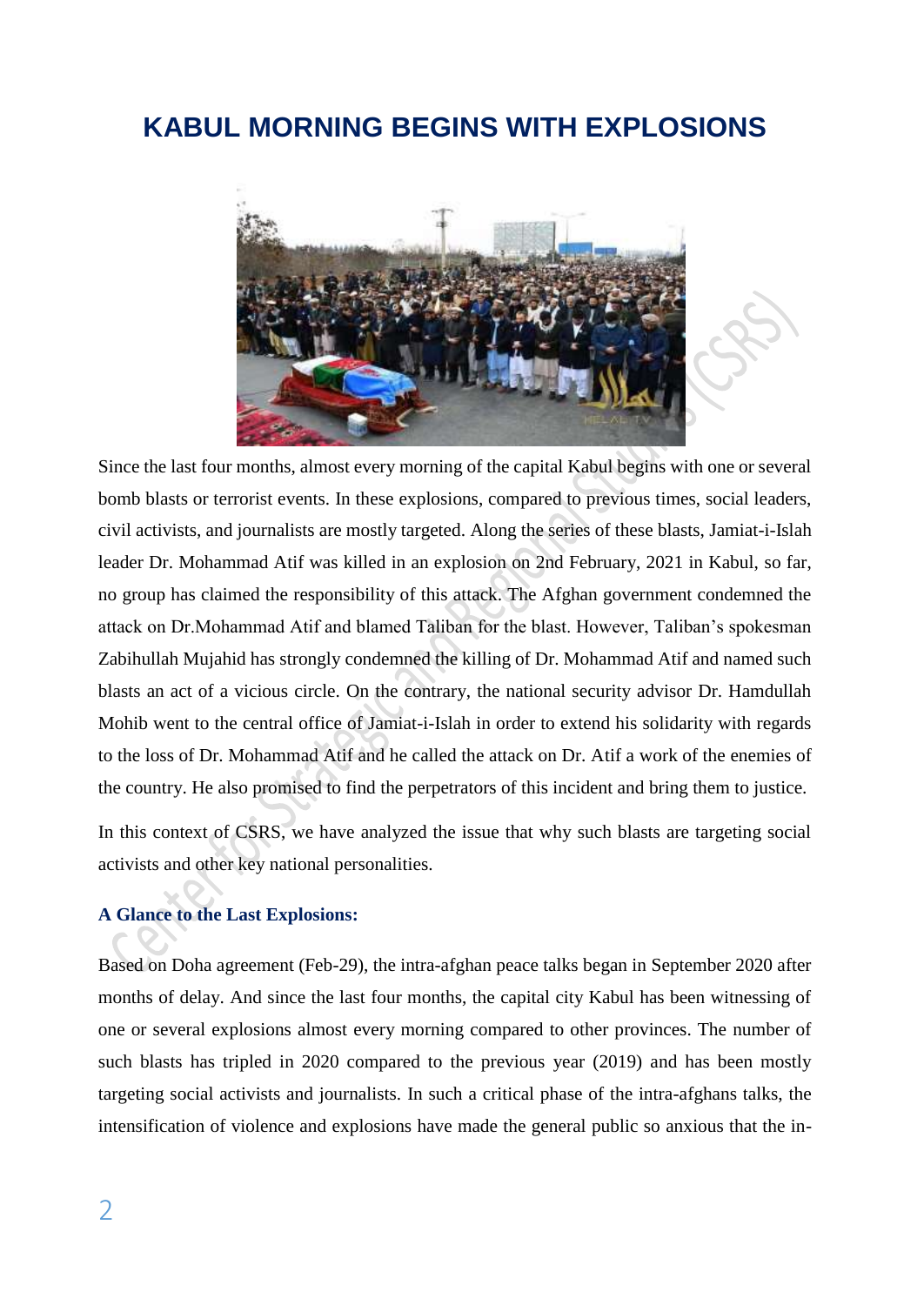# KABUL MORNING BEGINS WITH EXPLOSIONS

Since the last four months, almost every morning of the capital Kabul begins with one or several bomb blasts or terrorist events. In these explosions, compared to previous times, social leaders, civil activists, and journalists are mostly targeted. Along the series of these blasts, Jamiat-i-Islah leader Dr. Mohammad Atif was killed in an explosion on 2nd February, 2021 in Kabul, so far, no group has claimed the responsibility of this attack. The Afghan government condemned the attack on Dr.Mohammad Atif and blamed Taliban for the blast. However, Taliban's spokesman Zabihullah Mujahid has strongly condemned the killing of Dr. Mohammad Atif and named such blasts an act of a vicious circle. On the contrary, the national security advisor Dr. Hamdullah Mohib went to the central office of Jamiat-i-Islah in order to extend his solidarity with regards to the loss of Dr. Mohammad Atif and he called the attack on Dr. Atif a work of the enemies of the country. He also promised to find the perpetrators of this incident and bring them to justice.

In this context of CSRS, we have analyzed the issue that why such blasts are targeting social activists and other key national personalities.

### A Glance to the Last Explosions:

Based on Doha agreement (Feb-29), the intra-afghan peace talks began in September 2020 after months of delay. And since the last four months, the capital city Kabul has been witnessing of one or several explosions almost every morning compared to other provinces. The number of such blasts has tripled in 2020 compared to the previous year (2019) and has been mostly targeting social activists and journalists. In such a critical phase of the intra-afghans talks, the intensification of violence and explosions have made the general public so anxious that the in-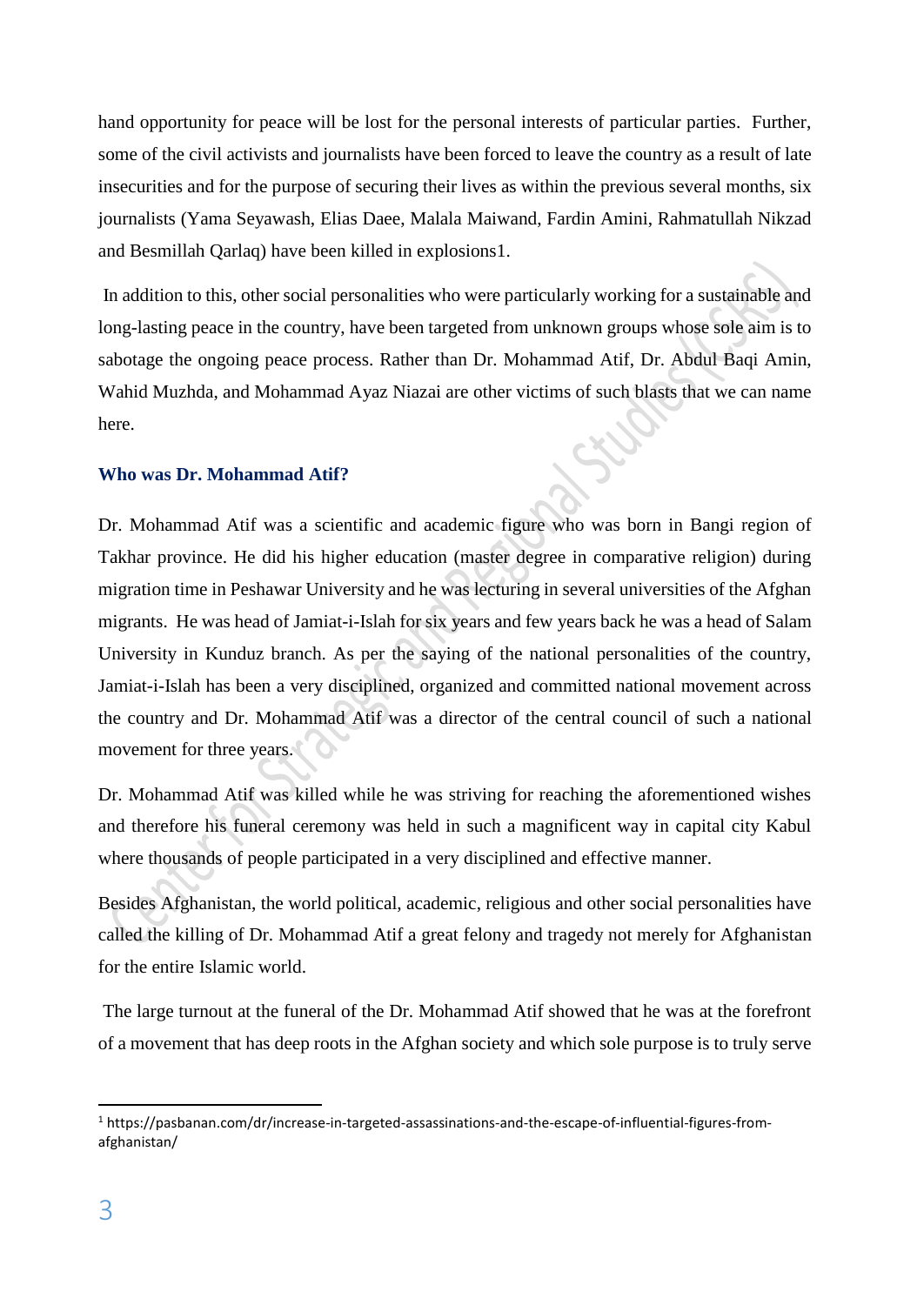hand opportunity for peace will be lost for the personal interests of particular parties. Further, some of the civil activists and journalists have been forced to leave the country as a result of late insecurities and for the purpose of securing their lives as within the previous several months, six journalists (Yama Seyawash, Elias Daee, Malala Maiwand, Fardin Amini, Rahmatullah Nikzad and Besmillah Qarlaq) have been killed in explosions[1].

In addition to this, other social personalities who were particularly working for a sustainable and long-lasting peace in the country, have been targeted from unknown groups whose sole aim is to sabotage the ongoing peace process. Rather than Dr. Mohammad Atif, Dr. Abdul Baqi Amin, Wahid Muzhda, and Mohammad Ayaz Niazai are other victims of such blasts that we can name here.

### Who was Dr. Mohammad Atif?

Dr. Mohammad Atif was a scientific and academic figure who was born in Bangi region of Takhar province. He did his higher education (master degree in comparative religion) during migration time in Peshawar University and he was lecturing in several universities of the Afghan migrants. He was head of Jamiat-i-Islah for six years and few years back he was a head of Salam University in Kunduz branch. As per the saying of the national personalities of the country, Jamiat-i-Islah has been a very disciplined, organized and committed national movement across the country and Dr. Mohammad Atif was a director of the central council of such a national movement for three years.

Dr. Mohammad Atif was killed while he was striving for reaching the aforementioned wishes and therefore his funeral ceremony was held in such a magnificent way in capital city Kabul where thousands of people participated in a very disciplined and effective manner.

Besides Afghanistan, the world political, academic, religious and other social personalities have called the killing of Dr. Mohammad Atif a great felony and tragedy not merely for Afghanistan for the entire Islamic world.

The large turnout at the funeral of the Dr. Mohammad Atif showed that he was at the forefront of a movement that has deep roots in the Afghan society and which sole purpose is to truly serve

---

[1] https://pasbanan.com/dr/increase-in-targeted-assassinations-and-the-escape-of-influential-figures-from-afghanistan/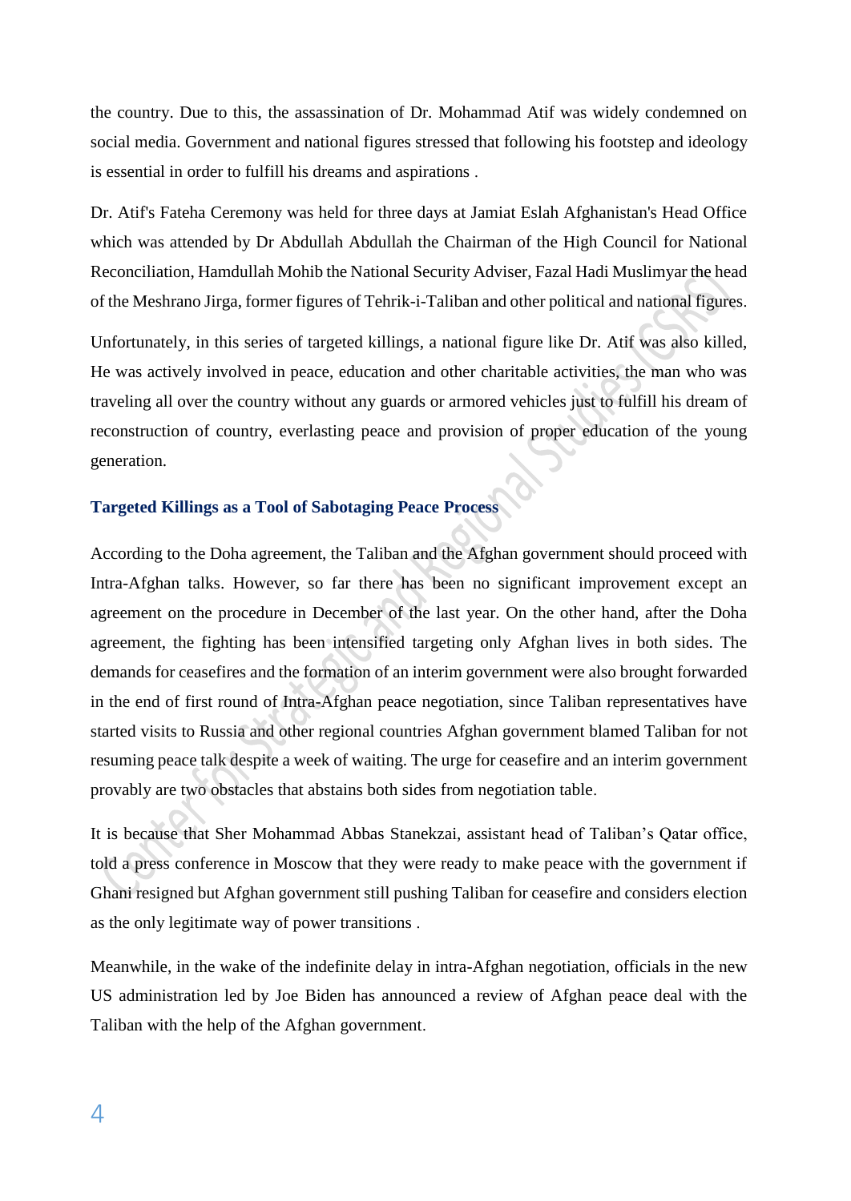the country. Due to this, the assassination of Dr. Mohammad Atif was widely condemned on social media. Government and national figures stressed that following his footstep and ideology is essential in order to fulfill his dreams and aspirations .

Dr. Atif's Fateha Ceremony was held for three days at Jamiat Eslah Afghanistan's Head Office which was attended by Dr Abdullah Abdullah the Chairman of the High Council for National Reconciliation, Hamdullah Mohib the National Security Adviser, Fazal Hadi Muslimyar the head of the Meshrano Jirga, former figures of Tehrik-i-Taliban and other political and national figures.

Unfortunately, in this series of targeted killings, a national figure like Dr. Atif was also killed, He was actively involved in peace, education and other charitable activities, the man who was traveling all over the country without any guards or armored vehicles just to fulfill his dream of reconstruction of country, everlasting peace and provision of proper education of the young generation.

### Targeted Killings as a Tool of Sabotaging Peace Process

According to the Doha agreement, the Taliban and the Afghan government should proceed with Intra-Afghan talks. However, so far there has been no significant improvement except an agreement on the procedure in December of the last year. On the other hand, after the Doha agreement, the fighting has been intensified targeting only Afghan lives in both sides. The demands for ceasefires and the formation of an interim government were also brought forwarded in the end of first round of Intra-Afghan peace negotiation, since Taliban representatives have started visits to Russia and other regional countries Afghan government blamed Taliban for not resuming peace talk despite a week of waiting. The urge for ceasefire and an interim government provably are two obstacles that abstains both sides from negotiation table.

It is because that Sher Mohammad Abbas Stanekzai, assistant head of Taliban's Qatar office, told a press conference in Moscow that they were ready to make peace with the government if Ghani resigned but Afghan government still pushing Taliban for ceasefire and considers election as the only legitimate way of power transitions .

Meanwhile, in the wake of the indefinite delay in intra-Afghan negotiation, officials in the new US administration led by Joe Biden has announced a review of Afghan peace deal with the Taliban with the help of the Afghan government.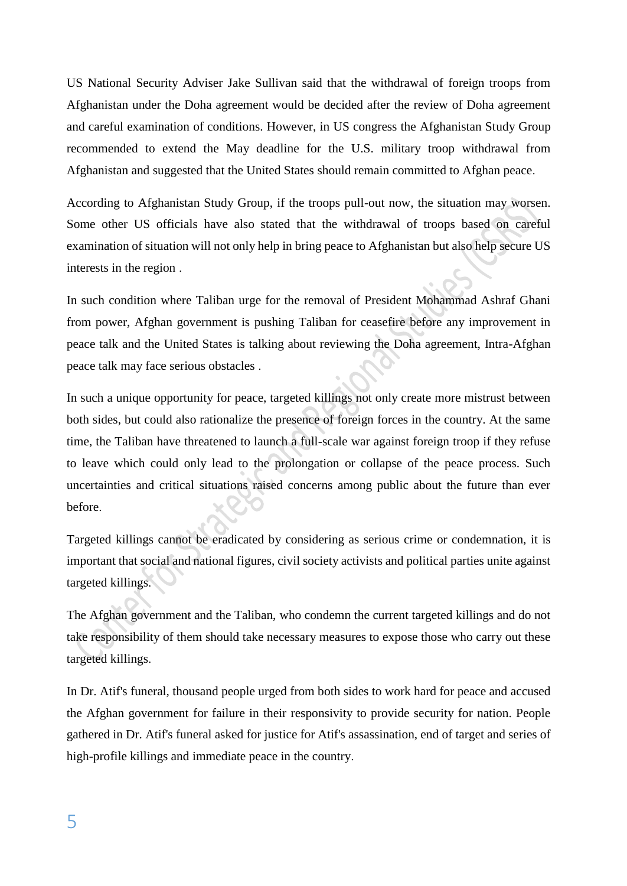US National Security Adviser Jake Sullivan said that the withdrawal of foreign troops from Afghanistan under the Doha agreement would be decided after the review of Doha agreement and careful examination of conditions. However, in US congress the Afghanistan Study Group recommended to extend the May deadline for the U.S. military troop withdrawal from Afghanistan and suggested that the United States should remain committed to Afghan peace.

According to Afghanistan Study Group, if the troops pull-out now, the situation may worsen. Some other US officials have also stated that the withdrawal of troops based on careful examination of situation will not only help in bring peace to Afghanistan but also help secure US interests in the region .

In such condition where Taliban urge for the removal of President Mohammad Ashraf Ghani from power, Afghan government is pushing Taliban for ceasefire before any improvement in peace talk and the United States is talking about reviewing the Doha agreement, Intra-Afghan peace talk may face serious obstacles .

In such a unique opportunity for peace, targeted killings not only create more mistrust between both sides, but could also rationalize the presence of foreign forces in the country. At the same time, the Taliban have threatened to launch a full-scale war against foreign troop if they refuse to leave which could only lead to the prolongation or collapse of the peace process. Such uncertainties and critical situations raised concerns among public about the future than ever before.

Targeted killings cannot be eradicated by considering as serious crime or condemnation, it is important that social and national figures, civil society activists and political parties unite against targeted killings.

The Afghan government and the Taliban, who condemn the current targeted killings and do not take responsibility of them should take necessary measures to expose those who carry out these targeted killings.

In Dr. Atif's funeral, thousand people urged from both sides to work hard for peace and accused the Afghan government for failure in their responsivity to provide security for nation. People gathered in Dr. Atif's funeral asked for justice for Atif's assassination, end of target and series of high-profile killings and immediate peace in the country.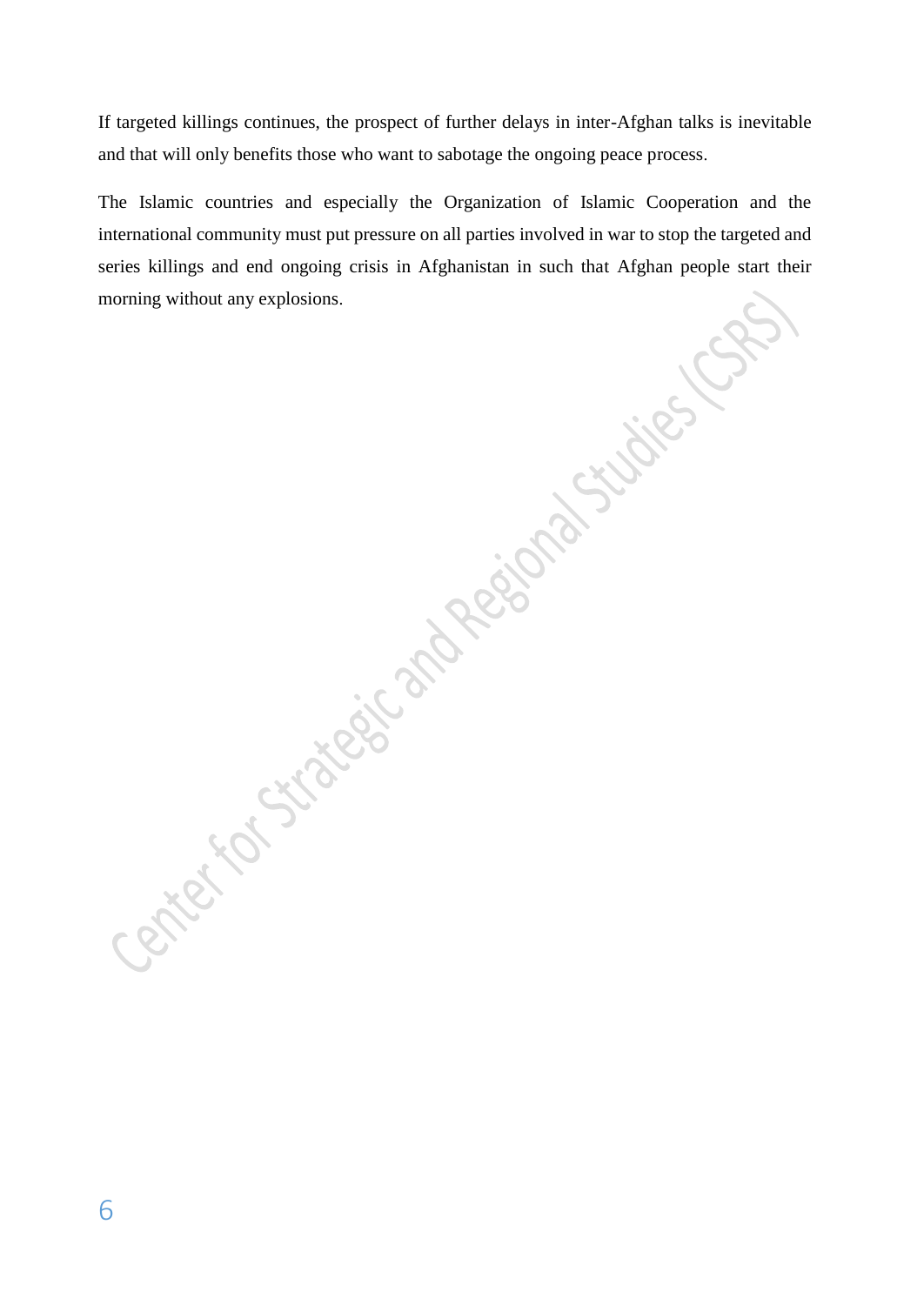If targeted killings continues, the prospect of further delays in inter-Afghan talks is inevitable and that will only benefits those who want to sabotage the ongoing peace process.

The Islamic countries and especially the Organization of Islamic Cooperation and the international community must put pressure on all parties involved in war to stop the targeted and series killings and end ongoing crisis in Afghanistan in such that Afghan people start their morning without any explosions.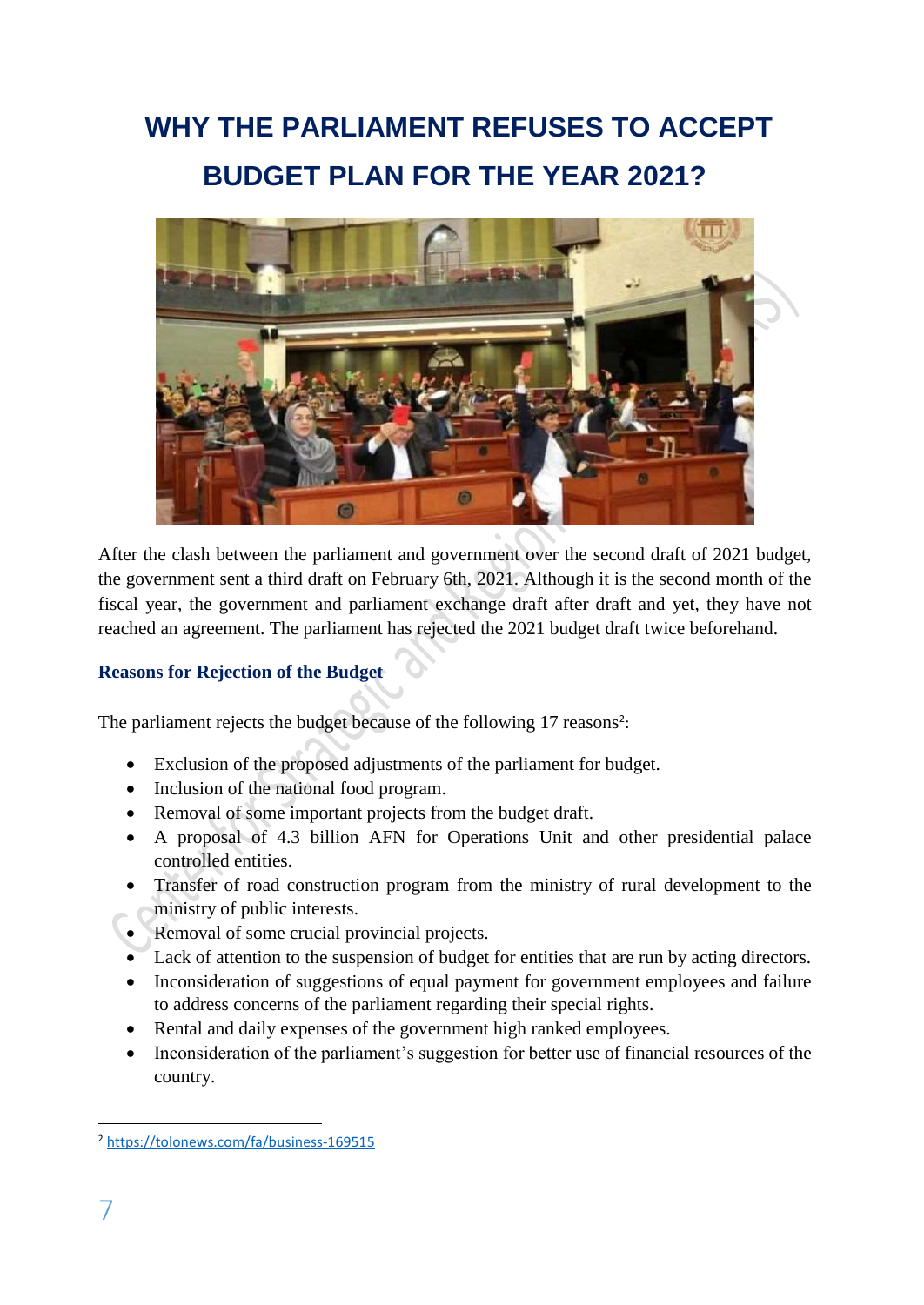# WHY THE PARLIAMENT REFUSES TO ACCEPT BUDGET PLAN FOR THE YEAR 2021?

After the clash between the parliament and government over the second draft of 2021 budget, the government sent a third draft on February 6th, 2021. Although it is the second month of the fiscal year, the government and parliament exchange draft after draft and yet, they have not reached an agreement. The parliament has rejected the 2021 budget draft twice beforehand.

### Reasons for Rejection of the Budget

The parliament rejects the budget because of the following 17 reasons[2]:

- Exclusion of the proposed adjustments of the parliament for budget.
- Inclusion of the national food program.
- Removal of some important projects from the budget draft.
- A proposal of 4.3 billion AFN for Operations Unit and other presidential palace controlled entities.
- Transfer of road construction program from the ministry of rural development to the ministry of public interests.
- Removal of some crucial provincial projects.
- Lack of attention to the suspension of budget for entities that are run by acting directors.
- Inconsideration of suggestions of equal payment for government employees and failure to address concerns of the parliament regarding their special rights.
- Rental and daily expenses of the government high ranked employees.
- Inconsideration of the parliament's suggestion for better use of financial resources of the country.

---

[2] https://tolonews.com/fa/business-169515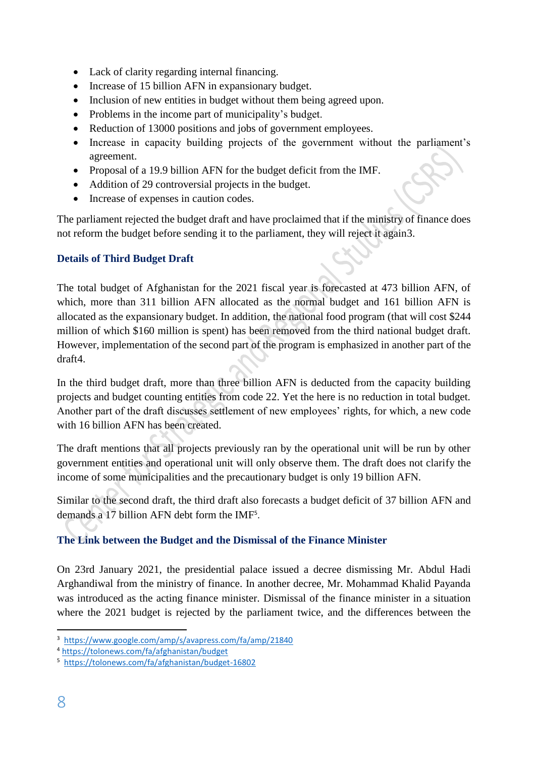- Lack of clarity regarding internal financing.
- Increase of 15 billion AFN in expansionary budget.
- Inclusion of new entities in budget without them being agreed upon.
- Problems in the income part of municipality's budget.
- Reduction of 13000 positions and jobs of government employees.
- Increase in capacity building projects of the government without the parliament's agreement.
- Proposal of a 19.9 billion AFN for the budget deficit from the IMF.
- Addition of 29 controversial projects in the budget.
- Increase of expenses in caution codes.

The parliament rejected the budget draft and have proclaimed that if the ministry of finance does not reform the budget before sending it to the parliament, they will reject it again3.

### Details of Third Budget Draft

The total budget of Afghanistan for the 2021 fiscal year is forecasted at 473 billion AFN, of which, more than 311 billion AFN allocated as the normal budget and 161 billion AFN is allocated as the expansionary budget. In addition, the national food program (that will cost $244 million of which $160 million is spent) has been removed from the third national budget draft. However, implementation of the second part of the program is emphasized in another part of the draft4.

In the third budget draft, more than three billion AFN is deducted from the capacity building projects and budget counting entities from code 22. Yet the here is no reduction in total budget. Another part of the draft discusses settlement of new employees' rights, for which, a new code with 16 billion AFN has been created.

The draft mentions that all projects previously ran by the operational unit will be run by other government entities and operational unit will only observe them. The draft does not clarify the income of some municipalities and the precautionary budget is only 19 billion AFN.

Similar to the second draft, the third draft also forecasts a budget deficit of 37 billion AFN and demands a 17 billion AFN debt form the IMF[5].

### The Link between the Budget and the Dismissal of the Finance Minister

On 23rd January 2021, the presidential palace issued a decree dismissing Mr. Abdul Hadi Arghandiwal from the ministry of finance. In another decree, Mr. Mohammad Khalid Payanda was introduced as the acting finance minister. Dismissal of the finance minister in a situation where the 2021 budget is rejected by the parliament twice, and the differences between the

---

[3] https://www.google.com/amp/s/avapress.com/fa/amp/21840

[4] https://tolonews.com/fa/afghanistan/budget

[5] https://tolonews.com/fa/afghanistan/budget-16802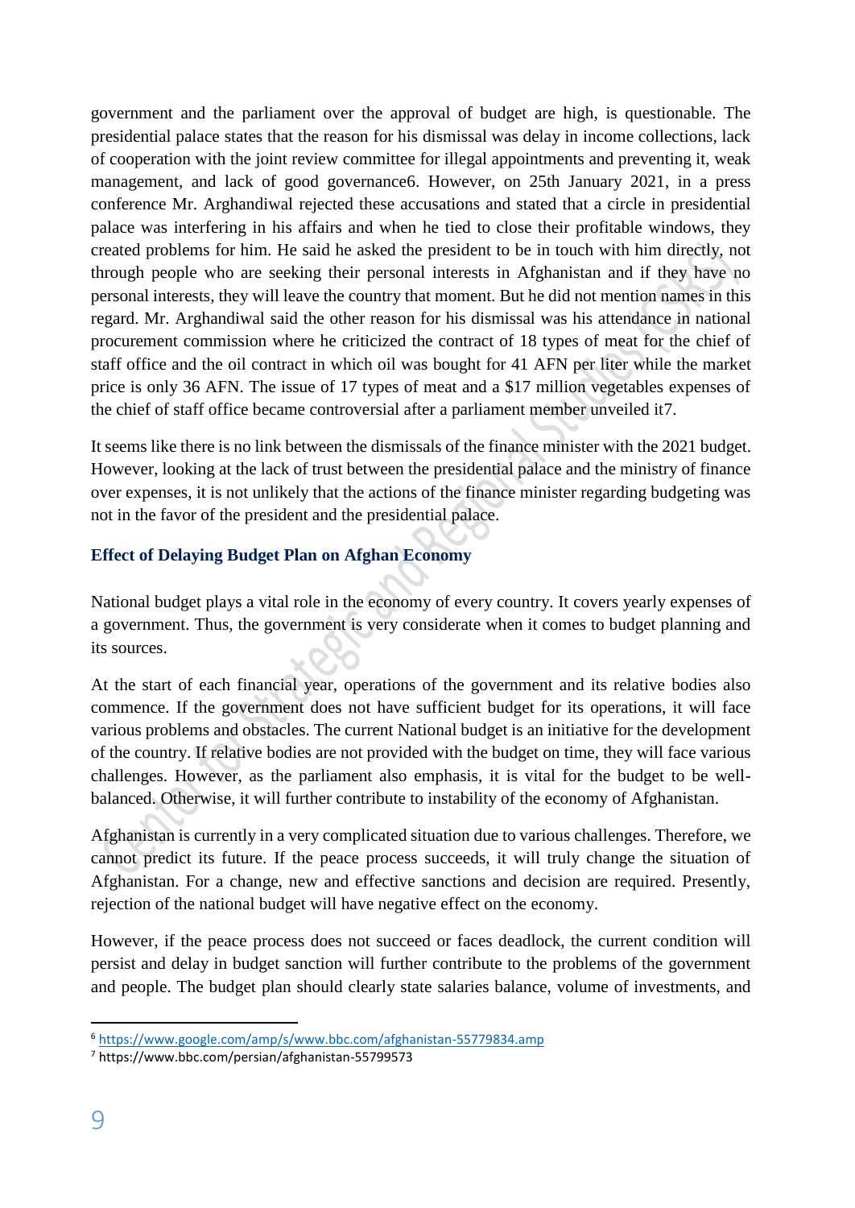government and the parliament over the approval of budget are high, is questionable. The presidential palace states that the reason for his dismissal was delay in income collections, lack of cooperation with the joint review committee for illegal appointments and preventing it, weak management, and lack of good governance[6]. However, on 25th January 2021, in a press conference Mr. Arghandiwal rejected these accusations and stated that a circle in presidential palace was interfering in his affairs and when he tied to close their profitable windows, they created problems for him. He said he asked the president to be in touch with him directly, not through people who are seeking their personal interests in Afghanistan and if they have no personal interests, they will leave the country that moment. But he did not mention names in this regard. Mr. Arghandiwal said the other reason for his dismissal was his attendance in national procurement commission where he criticized the contract of 18 types of meat for the chief of staff office and the oil contract in which oil was bought for 41 AFN per liter while the market price is only 36 AFN. The issue of 17 types of meat and a $17 million vegetables expenses of the chief of staff office became controversial after a parliament member unveiled it[7].

It seems like there is no link between the dismissals of the finance minister with the 2021 budget. However, looking at the lack of trust between the presidential palace and the ministry of finance over expenses, it is not unlikely that the actions of the finance minister regarding budgeting was not in the favor of the president and the presidential palace.

### Effect of Delaying Budget Plan on Afghan Economy

National budget plays a vital role in the economy of every country. It covers yearly expenses of a government. Thus, the government is very considerate when it comes to budget planning and its sources.

At the start of each financial year, operations of the government and its relative bodies also commence. If the government does not have sufficient budget for its operations, it will face various problems and obstacles. The current National budget is an initiative for the development of the country. If relative bodies are not provided with the budget on time, they will face various challenges. However, as the parliament also emphasis, it is vital for the budget to be well-balanced. Otherwise, it will further contribute to instability of the economy of Afghanistan.

Afghanistan is currently in a very complicated situation due to various challenges. Therefore, we cannot predict its future. If the peace process succeeds, it will truly change the situation of Afghanistan. For a change, new and effective sanctions and decision are required. Presently, rejection of the national budget will have negative effect on the economy.

However, if the peace process does not succeed or faces deadlock, the current condition will persist and delay in budget sanction will further contribute to the problems of the government and people. The budget plan should clearly state salaries balance, volume of investments, and

---

[6] https://www.google.com/amp/s/www.bbc.com/afghanistan-55779834.amp

[7] https://www.bbc.com/persian/afghanistan-55799573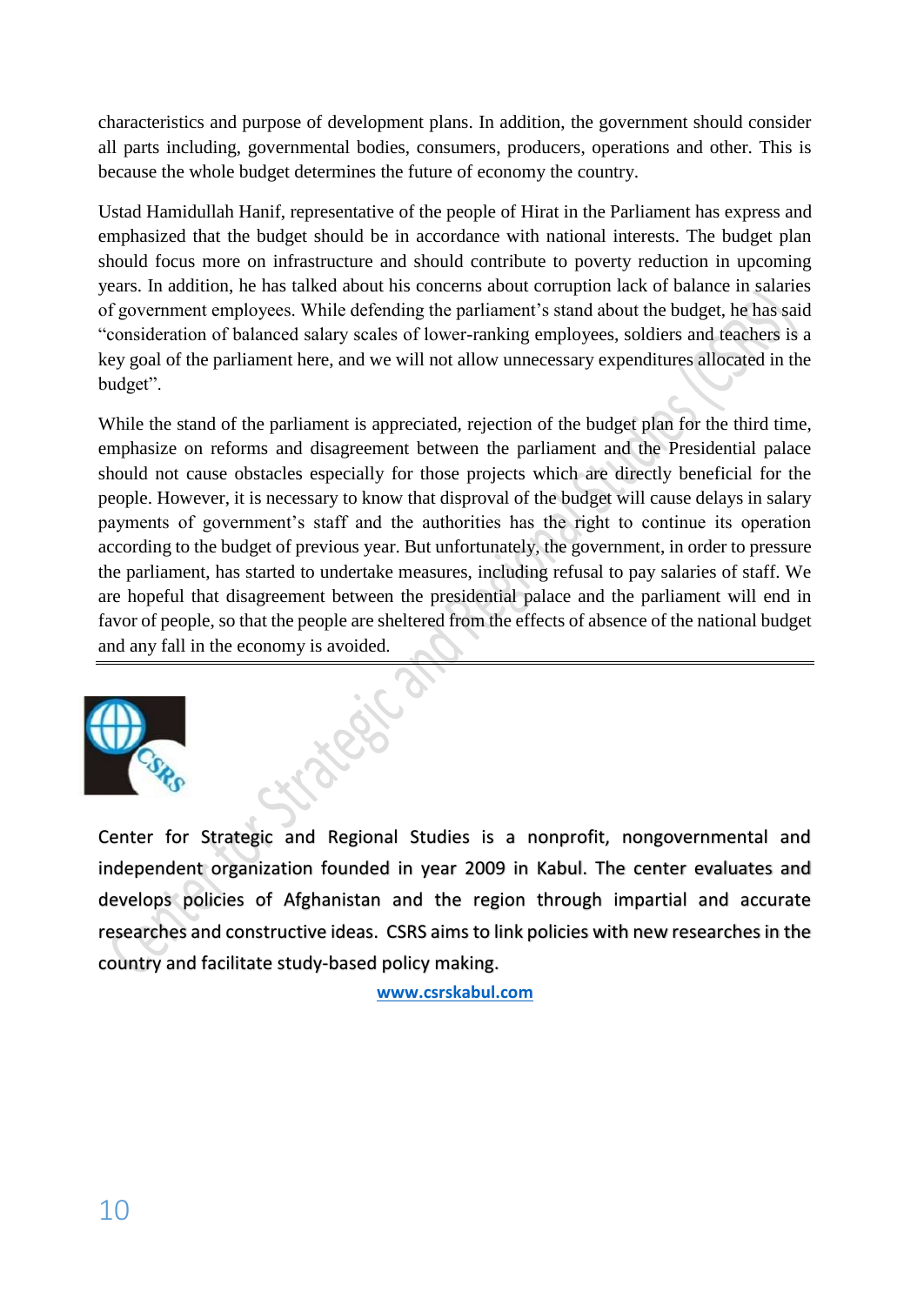characteristics and purpose of development plans. In addition, the government should consider all parts including, governmental bodies, consumers, producers, operations and other. This is because the whole budget determines the future of economy the country.

Ustad Hamidullah Hanif, representative of the people of Hirat in the Parliament has express and emphasized that the budget should be in accordance with national interests. The budget plan should focus more on infrastructure and should contribute to poverty reduction in upcoming years. In addition, he has talked about his concerns about corruption lack of balance in salaries of government employees. While defending the parliament's stand about the budget, he has said "consideration of balanced salary scales of lower-ranking employees, soldiers and teachers is a key goal of the parliament here, and we will not allow unnecessary expenditures allocated in the budget".

While the stand of the parliament is appreciated, rejection of the budget plan for the third time, emphasize on reforms and disagreement between the parliament and the Presidential palace should not cause obstacles especially for those projects which are directly beneficial for the people. However, it is necessary to know that disproval of the budget will cause delays in salary payments of government's staff and the authorities has the right to continue its operation according to the budget of previous year. But unfortunately, the government, in order to pressure the parliament, has started to undertake measures, including refusal to pay salaries of staff. We are hopeful that disagreement between the presidential palace and the parliament will end in favor of people, so that the people are sheltered from the effects of absence of the national budget and any fall in the economy is avoided.

---

Center for Strategic and Regional Studies is a nonprofit, nongovernmental and independent organization founded in year 2009 in Kabul. The center evaluates and develops policies of Afghanistan and the region through impartial and accurate researches and constructive ideas. CSRS aims to link policies with new researches in the country and facilitate study-based policy making.

www.csrskabul.com